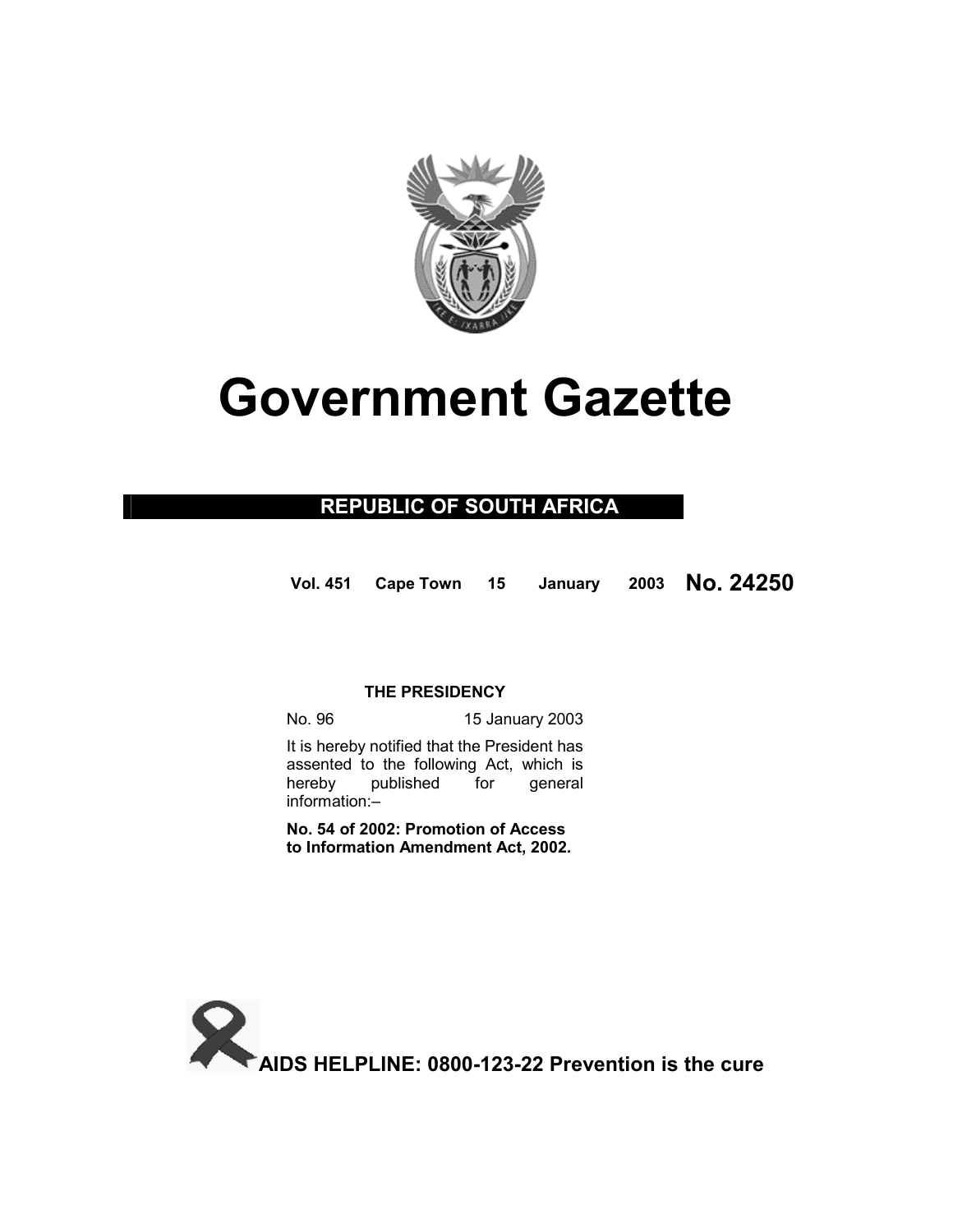# Government Gazette

## REPUBLIC OF SOUTH AFRICA

**Vol. 451 Cape Town 15 January 2003 No. 24250**

**THE PRESIDENCY**

No. 96 15 January 2003

It is hereby notified that the President has assented to the following Act, which is hereby published for general information:–

**No. 54 of 2002: Promotion of Access to Information Amendment Act, 2002.**

**AIDS HELPLINE: 0800-123-22 Prevention is the cure**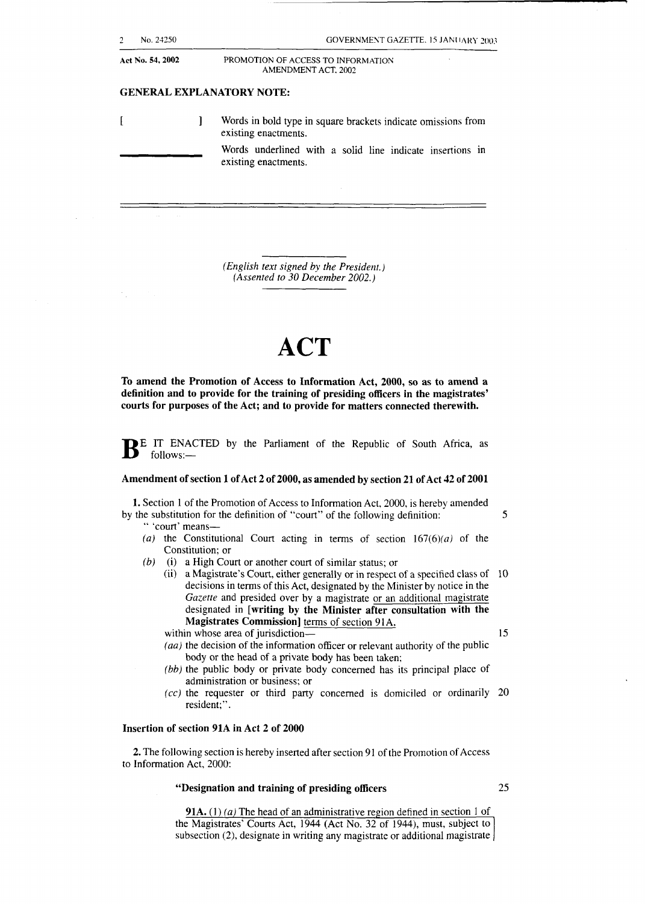Act No. 54, 2002 PROMOTION OF ACCESS TO INFORMATION AMENDMENT ACT, 2002

**GENERAL EXPLANATORY NOTE:**

[ ] Words in bold type in square brackets indicate omissions from existing enactments.

\_\_\_\_\_\_\_\_ Words underlined with a solid line indicate insertions in existing enactments.

*(English text signed by the President.)*
*(Assented to 30 December 2002.)*

# ACT

**To amend the Promotion of Access to Information Act, 2000, so as to amend a definition and to provide for the training of presiding officers in the magistrates' courts for purposes of the Act; and to provide for matters connected therewith.**

BE IT ENACTED by the Parliament of the Republic of South Africa, as follows:—

### Amendment of section 1 of Act 2 of 2000, as amended by section 21 of Act 42 of 2001

**1.** Section 1 of the Promotion of Access to Information Act, 2000, is hereby amended by the substitution for the definition of "court" of the following definition:

" 'court' means—

*(a)* the Constitutional Court acting in terms of section 167(6)*(a)* of the Constitution; or

*(b)* (i) a High Court or another court of similar status; or

(ii) a Magistrate's Court, either generally or in respect of a specified class of decisions in terms of this Act, designated by the Minister by notice in the *Gazette* and presided over by a magistrate <u>or an additional magistrate</u> designated in **[writing by the Minister after consultation with the Magistrates Commission]** <u>terms of section 91A,</u>

within whose area of jurisdiction—

*(aa)* the decision of the information officer or relevant authority of the public body or the head of a private body has been taken;

*(bb)* the public body or private body concerned has its principal place of administration or business; or

*(cc)* the requester or third party concerned is domiciled or ordinarily resident;".

### Insertion of section 91A in Act 2 of 2000

**2.** The following section is hereby inserted after section 91 of the Promotion of Access to Information Act, 2000:

**"Designation and training of presiding officers**

<u>**91A.** (1) *(a)* The head of an administrative region defined in section 1 of the Magistrates' Courts Act, 1944 (Act No. 32 of 1944), must, subject to subsection (2), designate in writing any magistrate or additional magistrate</u>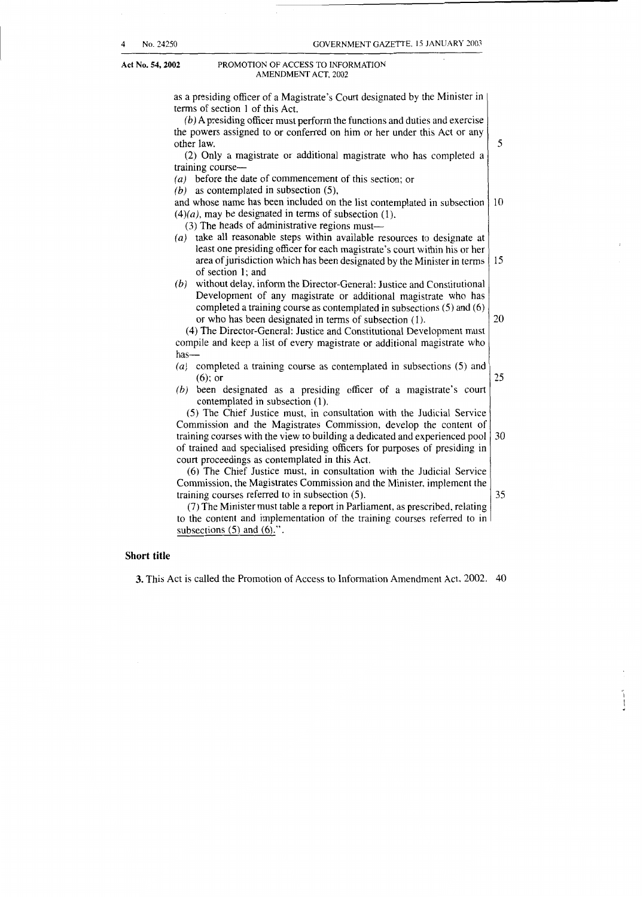as a presiding officer of a Magistrate's Court designated by the Minister in terms of section 1 of this Act.

(*b*) A presiding officer must perform the functions and duties and exercise the powers assigned to or conferred on him or her under this Act or any other law.

(2) Only a magistrate or additional magistrate who has completed a training course—

(*a*) before the date of commencement of this section; or

(*b*) as contemplated in subsection (5),

and whose name has been included on the list contemplated in subsection (4)(*a*), may be designated in terms of subsection (1).

(3) The heads of administrative regions must—

(*a*) take all reasonable steps within available resources to designate at least one presiding officer for each magistrate's court within his or her area of jurisdiction which has been designated by the Minister in terms of section 1; and

(*b*) without delay, inform the Director-General: Justice and Constitutional Development of any magistrate or additional magistrate who has completed a training course as contemplated in subsections (5) and (6) or who has been designated in terms of subsection (1).

(4) The Director-General: Justice and Constitutional Development must compile and keep a list of every magistrate or additional magistrate who has—

(*a*) completed a training course as contemplated in subsections (5) and (6); or

(*b*) been designated as a presiding officer of a magistrate's court contemplated in subsection (1).

(5) The Chief Justice must, in consultation with the Judicial Service Commission and the Magistrates Commission, develop the content of training courses with the view to building a dedicated and experienced pool of trained and specialised presiding officers for purposes of presiding in court proceedings as contemplated in this Act.

(6) The Chief Justice must, in consultation with the Judicial Service Commission, the Magistrates Commission and the Minister, implement the training courses referred to in subsection (5).

(7) The Minister must table a report in Parliament, as prescribed, relating to the content and implementation of the training courses referred to in subsections (5) and (6).".

**Short title**

**3.** This Act is called the Promotion of Access to Information Amendment Act, 2002.